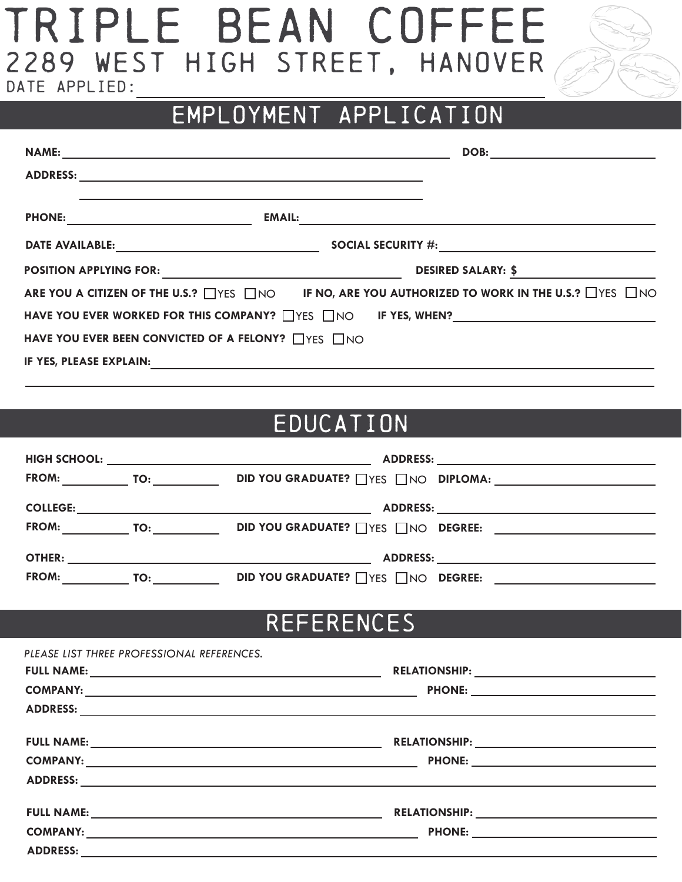# TRIPLE BEAN COFFEE

## 2289 WEST HIGH STREET, HANOVER

DATE APPLIED: ____________________

## EMPLOYMENT APPLICATION

**NAME:** ____________________ **DOB:** ____________________

**ADDRESS:** ____________________

____________________

**PHONE:** ____________________ **EMAIL:** ____________________

**DATE AVAILABLE:** ____________________ **SOCIAL SECURITY #:** ____________________

**POSITION APPLYING FOR:** ____________________ **DESIRED SALARY: $** ____________________

**ARE YOU A CITIZEN OF THE U.S.?** ☐ YES ☐ NO **IF NO, ARE YOU AUTHORIZED TO WORK IN THE U.S.?** ☐ YES ☐ NO

**HAVE YOU EVER WORKED FOR THIS COMPANY?** ☐ YES ☐ NO **IF YES, WHEN?** ____________________

**HAVE YOU EVER BEEN CONVICTED OF A FELONY?** ☐ YES ☐ NO

**IF YES, PLEASE EXPLAIN:** ____________________

____________________

## EDUCATION

**HIGH SCHOOL:** ____________________ **ADDRESS:** ____________________

**FROM:** __________ **TO:** __________ **DID YOU GRADUATE?** ☐ YES ☐ NO **DIPLOMA:** ____________________

**COLLEGE:** ____________________ **ADDRESS:** ____________________

**FROM:** __________ **TO:** __________ **DID YOU GRADUATE?** ☐ YES ☐ NO **DEGREE:** ____________________

**OTHER:** ____________________ **ADDRESS:** ____________________

**FROM:** __________ **TO:** __________ **DID YOU GRADUATE?** ☐ YES ☐ NO **DEGREE:** ____________________

## REFERENCES

*PLEASE LIST THREE PROFESSIONAL REFERENCES.*

**FULL NAME:** ____________________ **RELATIONSHIP:** ____________________

**COMPANY:** ____________________ **PHONE:** ____________________

**ADDRESS:** ____________________

**FULL NAME:** ____________________ **RELATIONSHIP:** ____________________

**COMPANY:** ____________________ **PHONE:** ____________________

**ADDRESS:** ____________________

**FULL NAME:** ____________________ **RELATIONSHIP:** ____________________

**COMPANY:** ____________________ **PHONE:** ____________________

**ADDRESS:** ____________________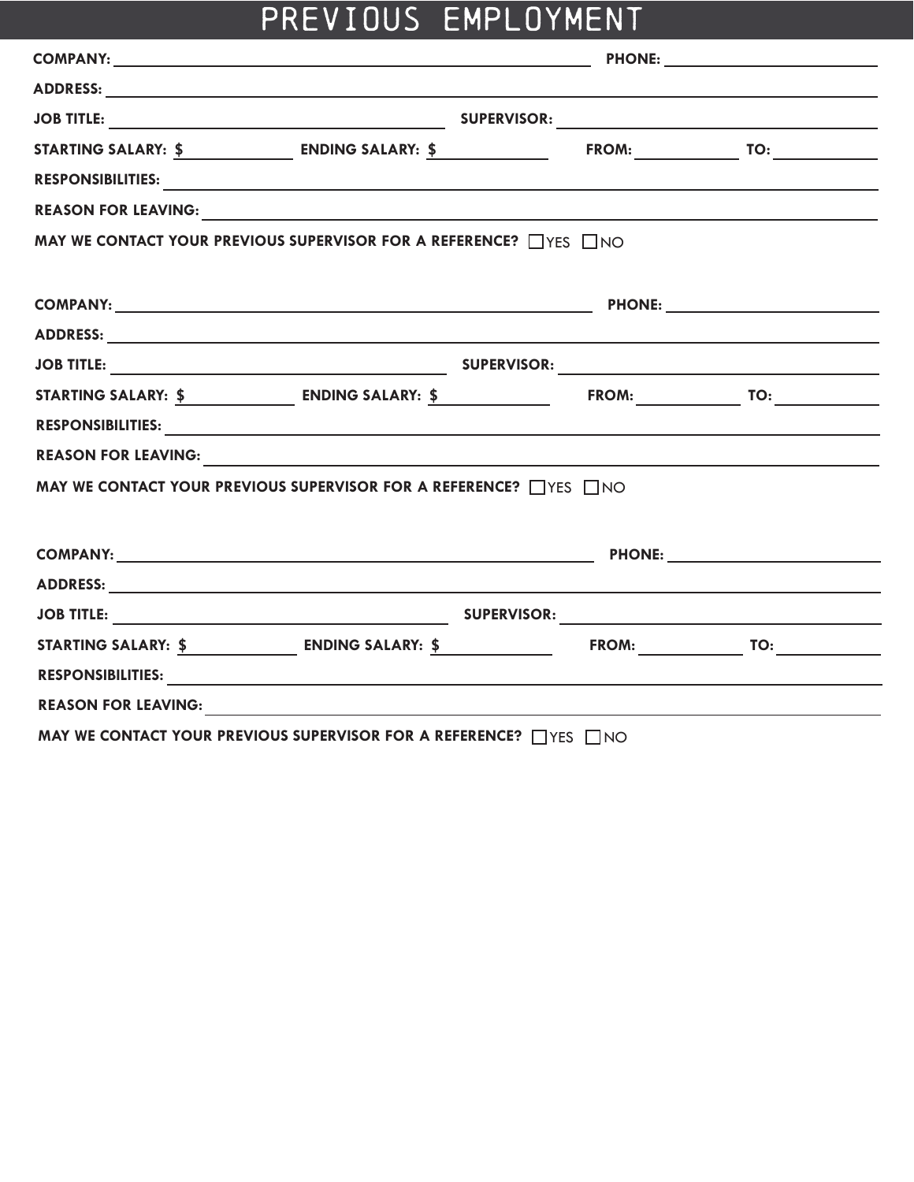# PREVIOUS EMPLOYMENT

**COMPANY:** ______________________ **PHONE:** ______________________

**ADDRESS:** ______________________

**JOB TITLE:** ______________________ **SUPERVISOR:** ______________________

**STARTING SALARY: $** __________ **ENDING SALARY: $** __________ **FROM:** __________ **TO:** __________

**RESPONSIBILITIES:** ______________________

**REASON FOR LEAVING:** ______________________

**MAY WE CONTACT YOUR PREVIOUS SUPERVISOR FOR A REFERENCE?** ☐ YES ☐ NO

**COMPANY:** ______________________ **PHONE:** ______________________

**ADDRESS:** ______________________

**JOB TITLE:** ______________________ **SUPERVISOR:** ______________________

**STARTING SALARY: $** __________ **ENDING SALARY: $** __________ **FROM:** __________ **TO:** __________

**RESPONSIBILITIES:** ______________________

**REASON FOR LEAVING:** ______________________

**MAY WE CONTACT YOUR PREVIOUS SUPERVISOR FOR A REFERENCE?** ☐ YES ☐ NO

**COMPANY:** ______________________ **PHONE:** ______________________

**ADDRESS:** ______________________

**JOB TITLE:** ______________________ **SUPERVISOR:** ______________________

**STARTING SALARY: $** __________ **ENDING SALARY: $** __________ **FROM:** __________ **TO:** __________

**RESPONSIBILITIES:** ______________________

**REASON FOR LEAVING:** ______________________

**MAY WE CONTACT YOUR PREVIOUS SUPERVISOR FOR A REFERENCE?** ☐ YES ☐ NO